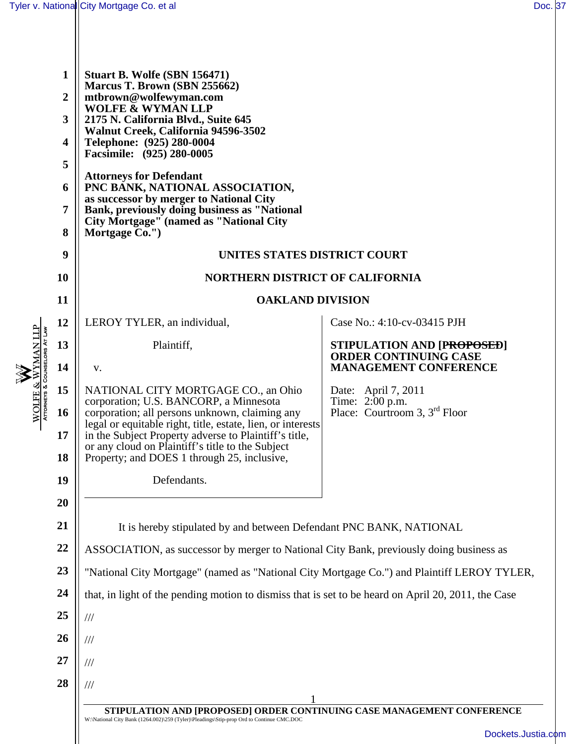**Stuart B. Wolfe (SBN 156471)**
**Marcus T. Brown (SBN 255662)**
**mtbrown@wolfewyman.com**
**WOLFE & WYMAN LLP**
**2175 N. California Blvd., Suite 645**
**Walnut Creek, California 94596-3502**
**Telephone: (925) 280-0004**
**Facsimile: (925) 280-0005**

**Attorneys for Defendant**
**PNC BANK, NATIONAL ASSOCIATION,**
**as successor by merger to National City**
**Bank, previously doing business as "National**
**City Mortgage" (named as "National City**
**Mortgage Co.")**

**UNITES STATES DISTRICT COURT**

**NORTHERN DISTRICT OF CALIFORNIA**

**OAKLAND DIVISION**

| | |
|---|---|
| LEROY TYLER, an individual,<br><br>Plaintiff,<br><br>v.<br><br>NATIONAL CITY MORTGAGE CO., an Ohio corporation; U.S. BANCORP, a Minnesota corporation; all persons unknown, claiming any legal or equitable right, title, estate, lien, or interests in the Subject Property adverse to Plaintiff's title, or any cloud on Plaintiff's title to the Subject Property; and DOES 1 through 25, inclusive,<br><br>Defendants. | Case No.: 4:10-cv-03415 PJH<br><br>**STIPULATION AND [~~PROPOSED~~] ORDER CONTINUING CASE MANAGEMENT CONFERENCE**<br><br>Date: April 7, 2011<br>Time: 2:00 p.m.<br>Place: Courtroom 3, 3rd Floor |

It is hereby stipulated by and between Defendant PNC BANK, NATIONAL ASSOCIATION, as successor by merger to National City Bank, previously doing business as "National City Mortgage" (named as "National City Mortgage Co.") and Plaintiff LEROY TYLER, that, in light of the pending motion to dismiss that is set to be heard on April 20, 2011, the Case

///

///

///

///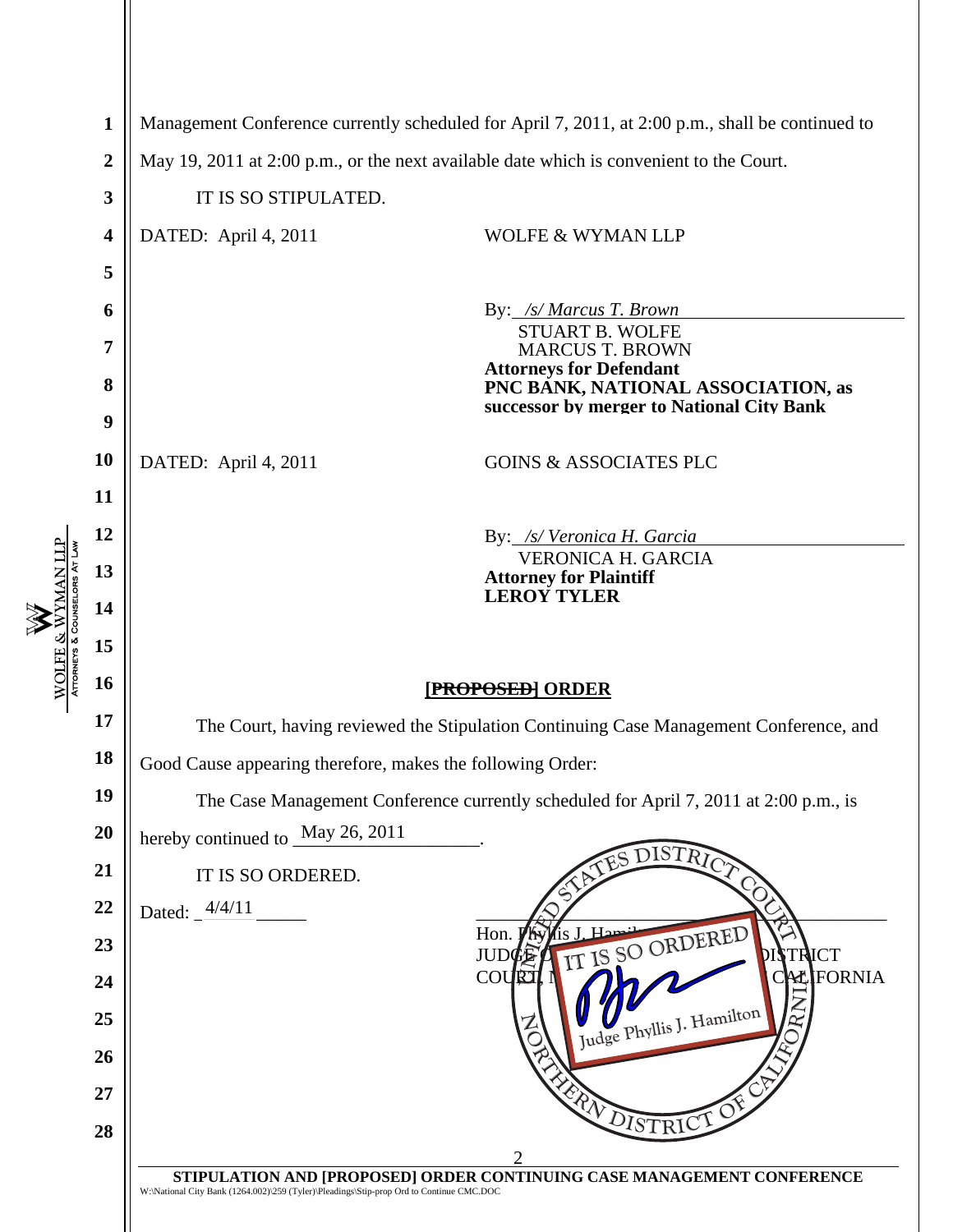Management Conference currently scheduled for April 7, 2011, at 2:00 p.m., shall be continued to May 19, 2011 at 2:00 p.m., or the next available date which is convenient to the Court.

IT IS SO STIPULATED.

DATED: April 4, 2011

WOLFE & WYMAN LLP

By: */s/ Marcus T. Brown*
STUART B. WOLFE
MARCUS T. BROWN
**Attorneys for Defendant**
**PNC BANK, NATIONAL ASSOCIATION, as successor by merger to National City Bank**

DATED: April 4, 2011

GOINS & ASSOCIATES PLC

By: */s/ Veronica H. Garcia*
VERONICA H. GARCIA
**Attorney for Plaintiff**
**LEROY TYLER**

**~~[PROPOSED]~~ ORDER**

The Court, having reviewed the Stipulation Continuing Case Management Conference, and Good Cause appearing therefore, makes the following Order:

The Case Management Conference currently scheduled for April 7, 2011 at 2:00 p.m., is hereby continued to May 26, 2011.

IT IS SO ORDERED.

Dated: 4/4/11

Hon. Phyllis J. Hamilton
JUDGE OF THE UNITED STATES DISTRICT COURT, NORTHERN DISTRICT OF CALIFORNIA

UNITED STATES DISTRICT COURT
NORTHERN DISTRICT OF CALIFORNIA
IT IS SO ORDERED
Judge Phyllis J. Hamilton

STIPULATION AND [PROPOSED] ORDER CONTINUING CASE MANAGEMENT CONFERENCE

W:\National City Bank (1264.002)\259 (Tyler)\Pleadings\Stip-prop Ord to Continue CMC.DOC